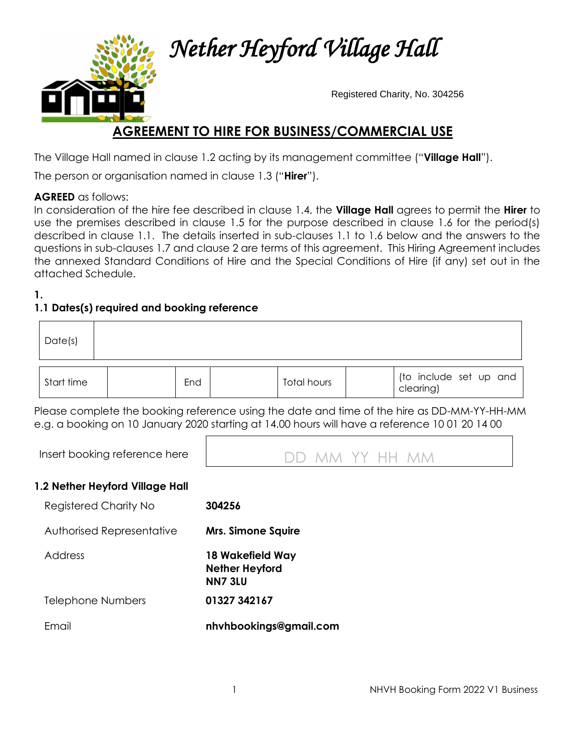# Nether Heyford Village Hall

Registered Charity, No. 304256

## AGREEMENT TO HIRE FOR BUSINESS/COMMERCIAL USE

The Village Hall named in clause 1.2 acting by its management committee ("**Village Hall**").

The person or organisation named in clause 1.3 ("**Hirer**").

**AGREED** as follows:
In consideration of the hire fee described in clause 1.4, the **Village Hall** agrees to permit the **Hirer** to use the premises described in clause 1.5 for the purpose described in clause 1.6 for the period(s) described in clause 1.1. The details inserted in sub-clauses 1.1 to 1.6 below and the answers to the questions in sub-clauses 1.7 and clause 2 are terms of this agreement. This Hiring Agreement includes the annexed Standard Conditions of Hire and the Special Conditions of Hire (if any) set out in the attached Schedule.

**1.**

**1.1 Dates(s) required and booking reference**

| | |
|---|---|
| Date(s) | |

| | | | | | | |
|---|---|---|---|---|---|---|
| Start time | | End | | Total hours | | (to include set up and clearing) |

Please complete the booking reference using the date and time of the hire as DD-MM-YY-HH-MM e.g. a booking on 10 January 2020 starting at 14.00 hours will have a reference 10 01 20 14 00

| | |
|---|---|
| Insert booking reference here | DD MM YY HH MM |

**1.2 Nether Heyford Village Hall**

| | |
|---|---|
| Registered Charity No | **304256** |
| Authorised Representative | **Mrs. Simone Squire** |
| Address | **18 Wakefield Way<br>Nether Heyford<br>NN7 3LU** |
| Telephone Numbers | **01327 342167** |
| Email | **nhvhbookings@gmail.com** |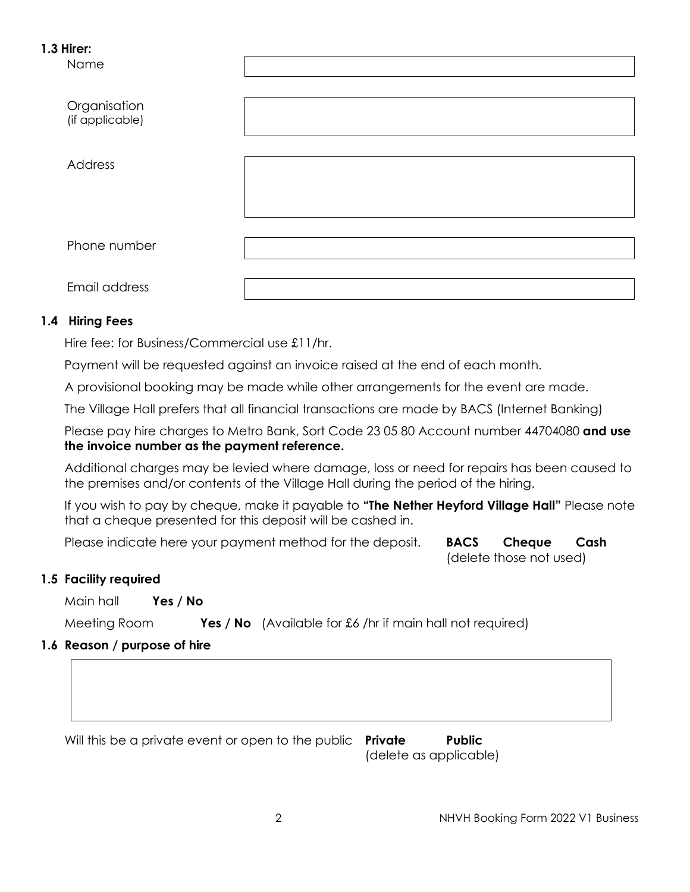**1.3 Hirer:**

| | |
|---|---|
| Name | |
| Organisation (if applicable) | |
| Address | |
| Phone number | |
| Email address | |

### 1.4 Hiring Fees

Hire fee: for Business/Commercial use £11/hr.

Payment will be requested against an invoice raised at the end of each month.

A provisional booking may be made while other arrangements for the event are made.

The Village Hall prefers that all financial transactions are made by BACS (Internet Banking)

Please pay hire charges to Metro Bank, Sort Code 23 05 80 Account number 44704080 **and use the invoice number as the payment reference.**

Additional charges may be levied where damage, loss or need for repairs has been caused to the premises and/or contents of the Village Hall during the period of the hiring.

If you wish to pay by cheque, make it payable to **"The Nether Heyford Village Hall"** Please note that a cheque presented for this deposit will be cashed in.

Please indicate here your payment method for the deposit. **BACS Cheque Cash** (delete those not used)

### 1.5 Facility required

Main hall **Yes / No**

Meeting Room **Yes / No** (Available for £6 /hr if main hall not required)

### 1.6 Reason / purpose of hire

| |
|---|
| |

Will this be a private event or open to the public **Private Public** (delete as applicable)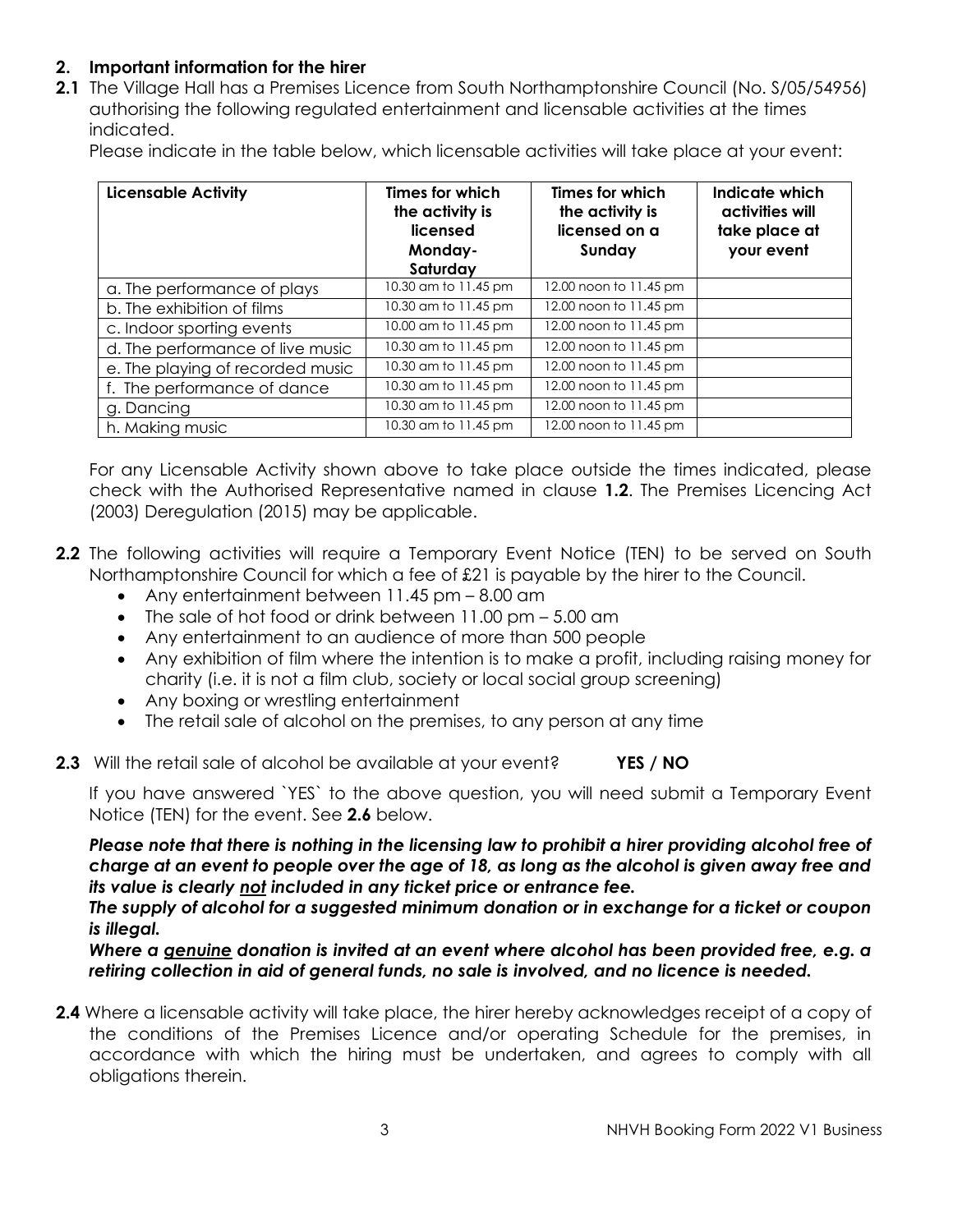## 2. Important information for the hirer

**2.1** The Village Hall has a Premises Licence from South Northamptonshire Council (No. S/05/54956) authorising the following regulated entertainment and licensable activities at the times indicated.

Please indicate in the table below, which licensable activities will take place at your event:

| Licensable Activity | Times for which the activity is licensed Monday-Saturday | Times for which the activity is licensed on a Sunday | Indicate which activities will take place at your event |
|---|---|---|---|
| a. The performance of plays | 10.30 am to 11.45 pm | 12.00 noon to 11.45 pm | |
| b. The exhibition of films | 10.30 am to 11.45 pm | 12.00 noon to 11.45 pm | |
| c. Indoor sporting events | 10.00 am to 11.45 pm | 12.00 noon to 11.45 pm | |
| d. The performance of live music | 10.30 am to 11.45 pm | 12.00 noon to 11.45 pm | |
| e. The playing of recorded music | 10.30 am to 11.45 pm | 12.00 noon to 11.45 pm | |
| f. The performance of dance | 10.30 am to 11.45 pm | 12.00 noon to 11.45 pm | |
| g. Dancing | 10.30 am to 11.45 pm | 12.00 noon to 11.45 pm | |
| h. Making music | 10.30 am to 11.45 pm | 12.00 noon to 11.45 pm | |

For any Licensable Activity shown above to take place outside the times indicated, please check with the Authorised Representative named in clause **1.2**. The Premises Licencing Act (2003) Deregulation (2015) may be applicable.

**2.2** The following activities will require a Temporary Event Notice (TEN) to be served on South Northamptonshire Council for which a fee of £21 is payable by the hirer to the Council.

- Any entertainment between 11.45 pm – 8.00 am
- The sale of hot food or drink between 11.00 pm – 5.00 am
- Any entertainment to an audience of more than 500 people
- Any exhibition of film where the intention is to make a profit, including raising money for charity (i.e. it is not a film club, society or local social group screening)
- Any boxing or wrestling entertainment
- The retail sale of alcohol on the premises, to any person at any time

**2.3** Will the retail sale of alcohol be available at your event? **YES / NO**

If you have answered `YES` to the above question, you will need submit a Temporary Event Notice (TEN) for the event. See **2.6** below.

***Please note that there is nothing in the licensing law to prohibit a hirer providing alcohol free of charge at an event to people over the age of 18, as long as the alcohol is given away free and its value is clearly <u>not</u> included in any ticket price or entrance fee.***

***The supply of alcohol for a suggested minimum donation or in exchange for a ticket or coupon is illegal.***

***Where a <u>genuine</u> donation is invited at an event where alcohol has been provided free, e.g. a retiring collection in aid of general funds, no sale is involved, and no licence is needed.***

**2.4** Where a licensable activity will take place, the hirer hereby acknowledges receipt of a copy of the conditions of the Premises Licence and/or operating Schedule for the premises, in accordance with which the hiring must be undertaken, and agrees to comply with all obligations therein.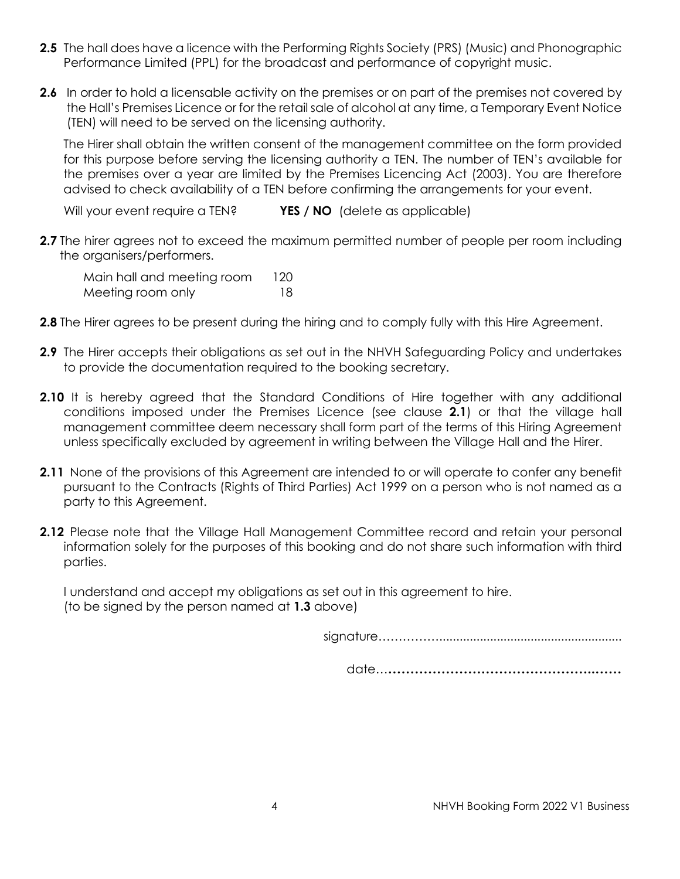**2.5** The hall does have a licence with the Performing Rights Society (PRS) (Music) and Phonographic Performance Limited (PPL) for the broadcast and performance of copyright music.

**2.6** In order to hold a licensable activity on the premises or on part of the premises not covered by the Hall's Premises Licence or for the retail sale of alcohol at any time, a Temporary Event Notice (TEN) will need to be served on the licensing authority.

The Hirer shall obtain the written consent of the management committee on the form provided for this purpose before serving the licensing authority a TEN. The number of TEN's available for the premises over a year are limited by the Premises Licencing Act (2003). You are therefore advised to check availability of a TEN before confirming the arrangements for your event.

Will your event require a TEN? **YES / NO** (delete as applicable)

**2.7** The hirer agrees not to exceed the maximum permitted number of people per room including the organisers/performers.

| | |
|---|---|
| Main hall and meeting room | 120 |
| Meeting room only | 18 |

**2.8** The Hirer agrees to be present during the hiring and to comply fully with this Hire Agreement.

**2.9** The Hirer accepts their obligations as set out in the NHVH Safeguarding Policy and undertakes to provide the documentation required to the booking secretary.

**2.10** It is hereby agreed that the Standard Conditions of Hire together with any additional conditions imposed under the Premises Licence (see clause **2.1**) or that the village hall management committee deem necessary shall form part of the terms of this Hiring Agreement unless specifically excluded by agreement in writing between the Village Hall and the Hirer.

**2.11** None of the provisions of this Agreement are intended to or will operate to confer any benefit pursuant to the Contracts (Rights of Third Parties) Act 1999 on a person who is not named as a party to this Agreement.

**2.12** Please note that the Village Hall Management Committee record and retain your personal information solely for the purposes of this booking and do not share such information with third parties.

I understand and accept my obligations as set out in this agreement to hire.
(to be signed by the person named at **1.3** above)

signature……………......................................................

date…………………………………………….…….